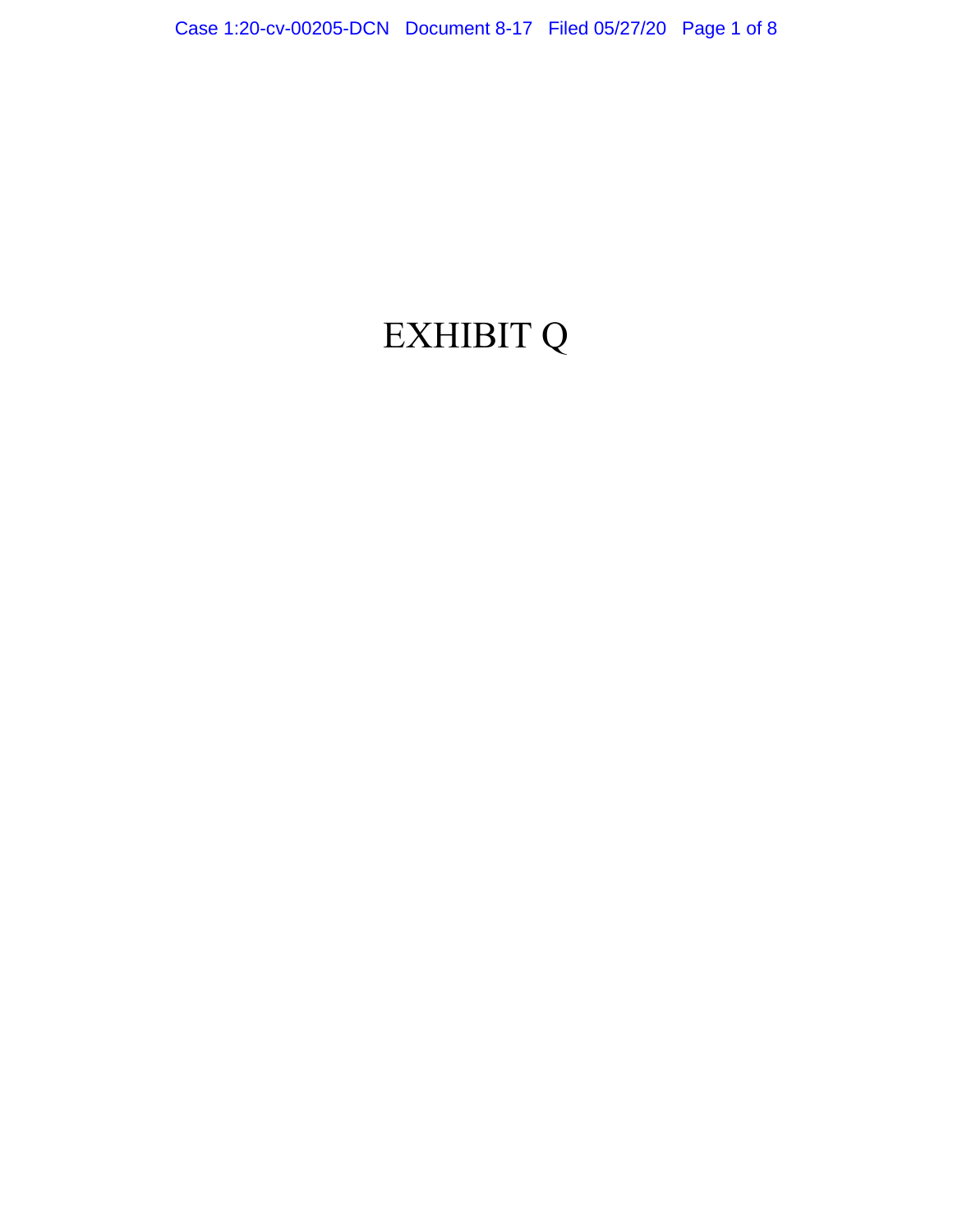# EXHIBIT Q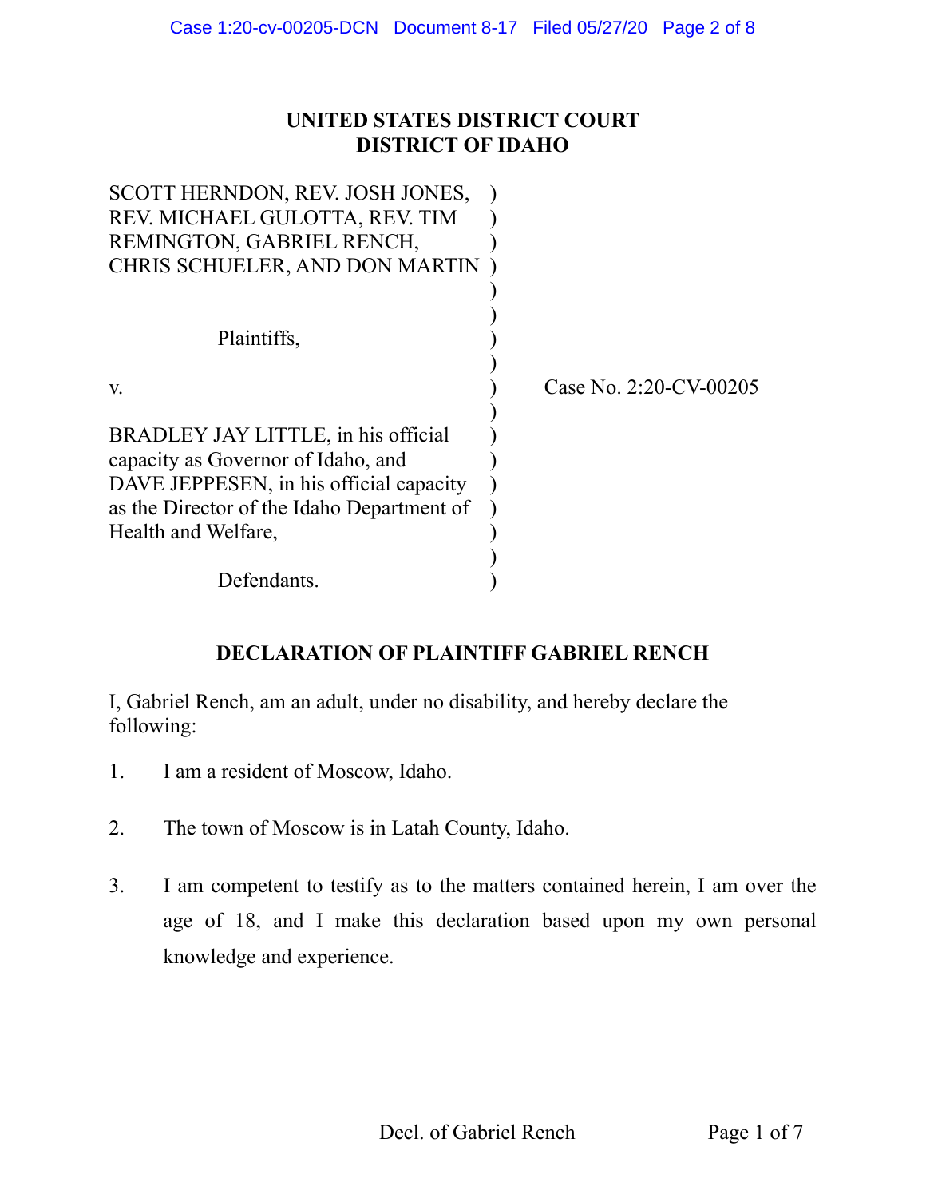**UNITED STATES DISTRICT COURT**
**DISTRICT OF IDAHO**

| | | |
|---|---|---|
| SCOTT HERNDON, REV. JOSH JONES, REV. MICHAEL GULOTTA, REV. TIM REMINGTON, GABRIEL RENCH, CHRIS SCHUELER, AND DON MARTIN<br><br>Plaintiffs,<br><br>v.<br><br>BRADLEY JAY LITTLE, in his official capacity as Governor of Idaho, and DAVE JEPPESEN, in his official capacity as the Director of the Idaho Department of Health and Welfare,<br><br>Defendants. | ) | Case No. 2:20-CV-00205 |

**DECLARATION OF PLAINTIFF GABRIEL RENCH**

I, Gabriel Rench, am an adult, under no disability, and hereby declare the following:

1. I am a resident of Moscow, Idaho.

2. The town of Moscow is in Latah County, Idaho.

3. I am competent to testify as to the matters contained herein, I am over the age of 18, and I make this declaration based upon my own personal knowledge and experience.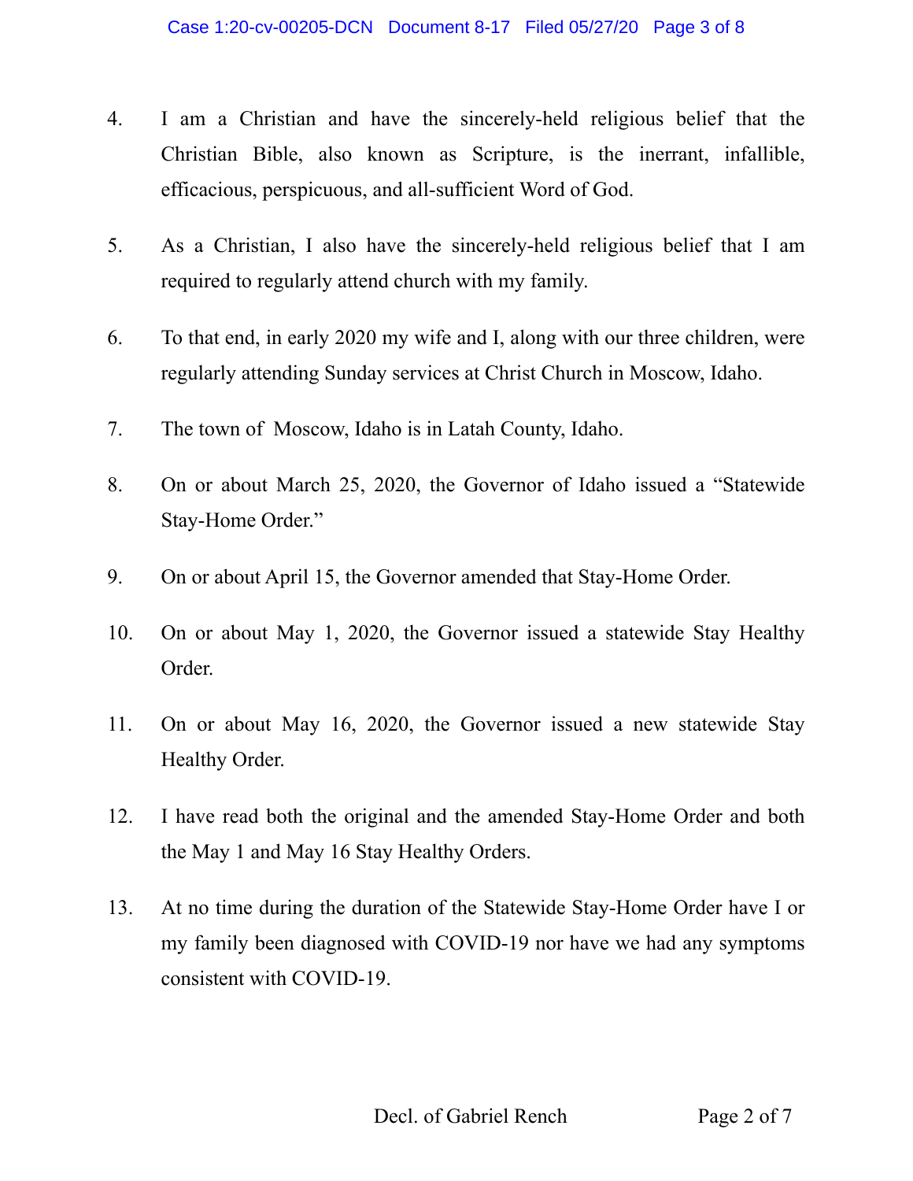4. I am a Christian and have the sincerely-held religious belief that the Christian Bible, also known as Scripture, is the inerrant, infallible, efficacious, perspicuous, and all-sufficient Word of God.

5. As a Christian, I also have the sincerely-held religious belief that I am required to regularly attend church with my family.

6. To that end, in early 2020 my wife and I, along with our three children, were regularly attending Sunday services at Christ Church in Moscow, Idaho.

7. The town of Moscow, Idaho is in Latah County, Idaho.

8. On or about March 25, 2020, the Governor of Idaho issued a "Statewide Stay-Home Order."

9. On or about April 15, the Governor amended that Stay-Home Order.

10. On or about May 1, 2020, the Governor issued a statewide Stay Healthy Order.

11. On or about May 16, 2020, the Governor issued a new statewide Stay Healthy Order.

12. I have read both the original and the amended Stay-Home Order and both the May 1 and May 16 Stay Healthy Orders.

13. At no time during the duration of the Statewide Stay-Home Order have I or my family been diagnosed with COVID-19 nor have we had any symptoms consistent with COVID-19.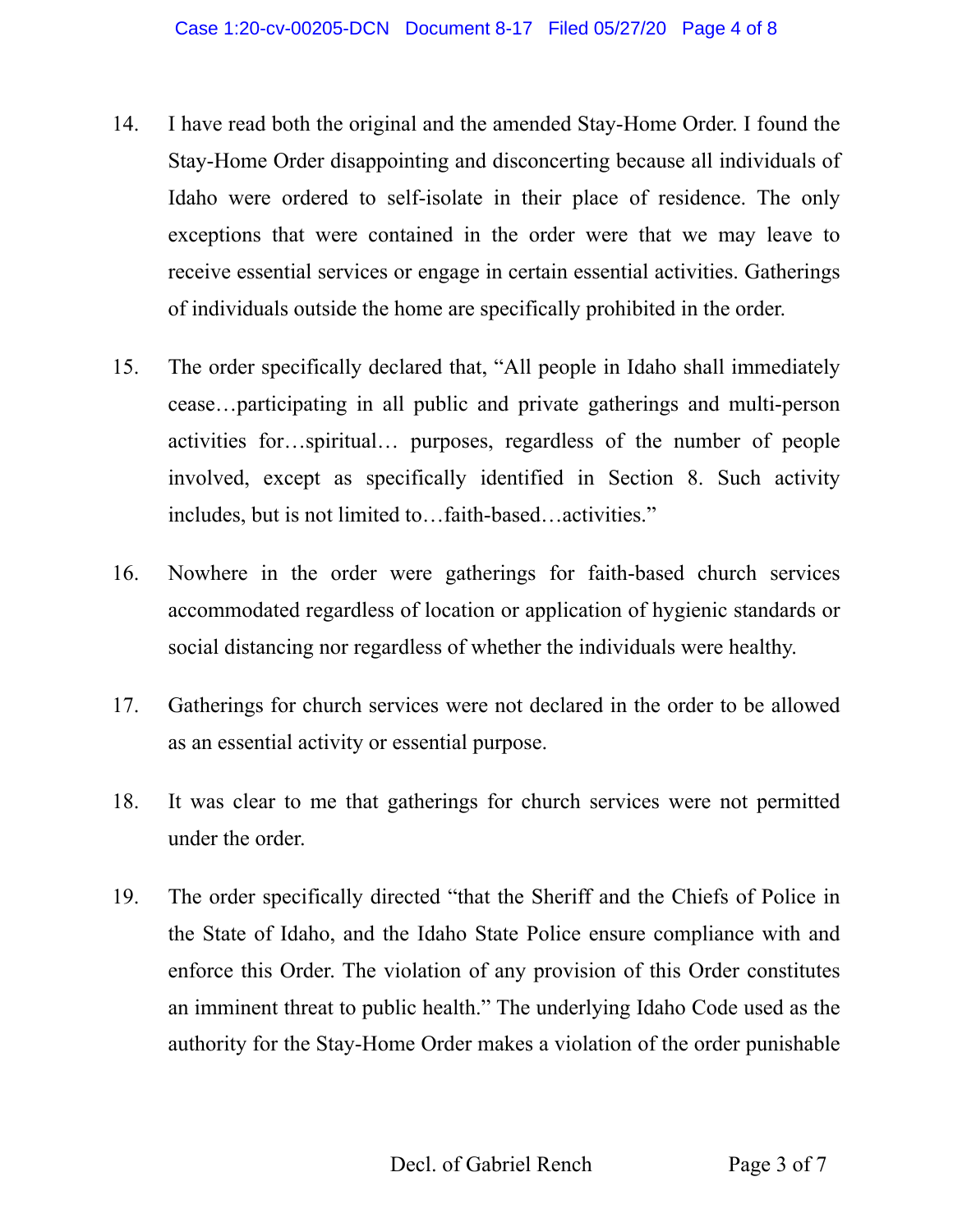14. I have read both the original and the amended Stay-Home Order. I found the Stay-Home Order disappointing and disconcerting because all individuals of Idaho were ordered to self-isolate in their place of residence. The only exceptions that were contained in the order were that we may leave to receive essential services or engage in certain essential activities. Gatherings of individuals outside the home are specifically prohibited in the order.

15. The order specifically declared that, "All people in Idaho shall immediately cease…participating in all public and private gatherings and multi-person activities for…spiritual… purposes, regardless of the number of people involved, except as specifically identified in Section 8. Such activity includes, but is not limited to…faith-based…activities."

16. Nowhere in the order were gatherings for faith-based church services accommodated regardless of location or application of hygienic standards or social distancing nor regardless of whether the individuals were healthy.

17. Gatherings for church services were not declared in the order to be allowed as an essential activity or essential purpose.

18. It was clear to me that gatherings for church services were not permitted under the order.

19. The order specifically directed "that the Sheriff and the Chiefs of Police in the State of Idaho, and the Idaho State Police ensure compliance with and enforce this Order. The violation of any provision of this Order constitutes an imminent threat to public health." The underlying Idaho Code used as the authority for the Stay-Home Order makes a violation of the order punishable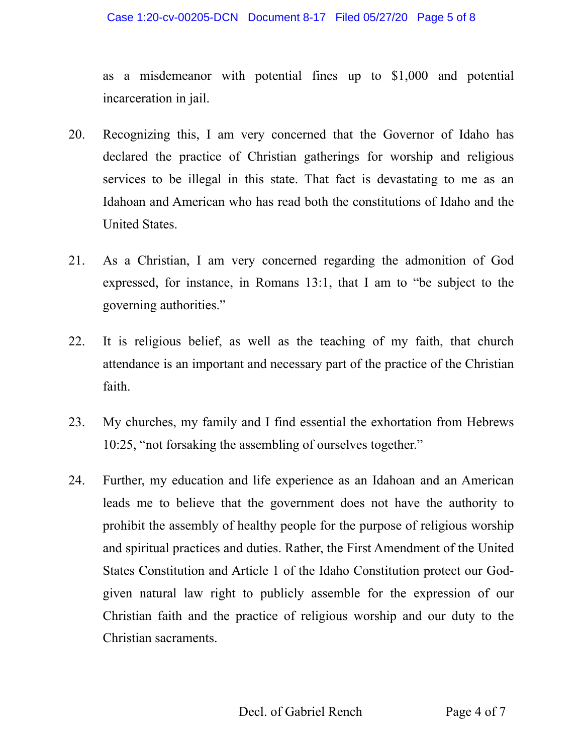as a misdemeanor with potential fines up to $1,000 and potential incarceration in jail.

20. Recognizing this, I am very concerned that the Governor of Idaho has declared the practice of Christian gatherings for worship and religious services to be illegal in this state. That fact is devastating to me as an Idahoan and American who has read both the constitutions of Idaho and the United States.

21. As a Christian, I am very concerned regarding the admonition of God expressed, for instance, in Romans 13:1, that I am to "be subject to the governing authorities."

22. It is religious belief, as well as the teaching of my faith, that church attendance is an important and necessary part of the practice of the Christian faith.

23. My churches, my family and I find essential the exhortation from Hebrews 10:25, "not forsaking the assembling of ourselves together."

24. Further, my education and life experience as an Idahoan and an American leads me to believe that the government does not have the authority to prohibit the assembly of healthy people for the purpose of religious worship and spiritual practices and duties. Rather, the First Amendment of the United States Constitution and Article 1 of the Idaho Constitution protect our God-given natural law right to publicly assemble for the expression of our Christian faith and the practice of religious worship and our duty to the Christian sacraments.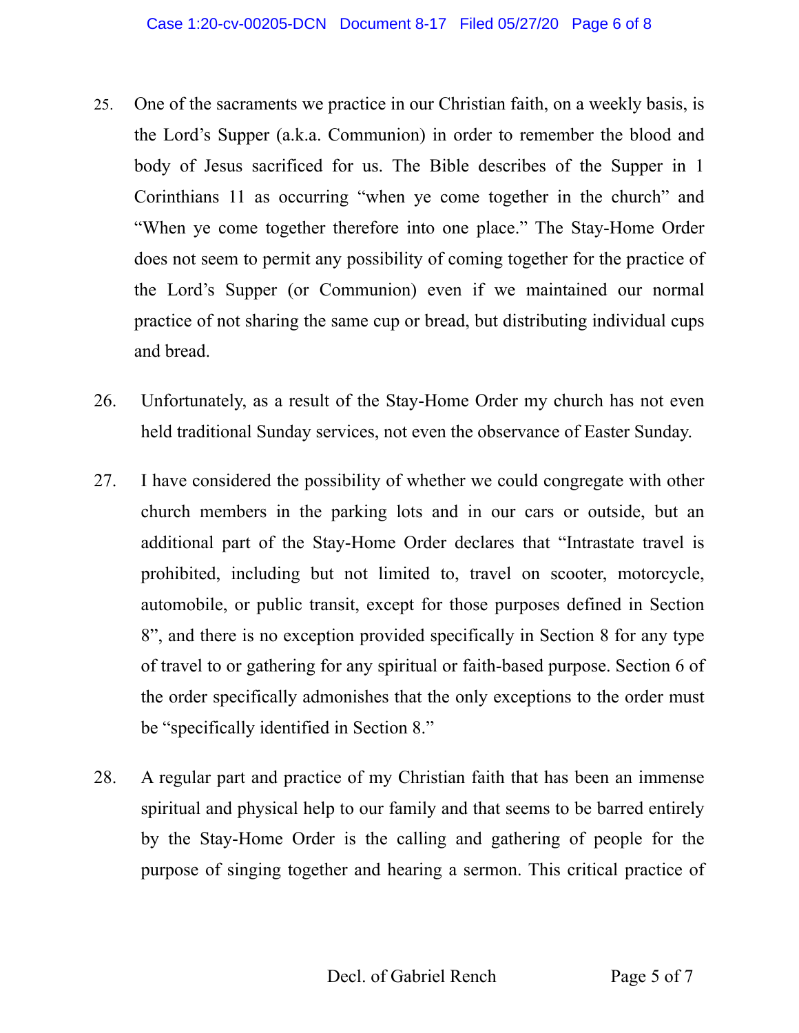25. One of the sacraments we practice in our Christian faith, on a weekly basis, is the Lord's Supper (a.k.a. Communion) in order to remember the blood and body of Jesus sacrificed for us. The Bible describes of the Supper in 1 Corinthians 11 as occurring "when ye come together in the church" and "When ye come together therefore into one place." The Stay-Home Order does not seem to permit any possibility of coming together for the practice of the Lord's Supper (or Communion) even if we maintained our normal practice of not sharing the same cup or bread, but distributing individual cups and bread.

26. Unfortunately, as a result of the Stay-Home Order my church has not even held traditional Sunday services, not even the observance of Easter Sunday.

27. I have considered the possibility of whether we could congregate with other church members in the parking lots and in our cars or outside, but an additional part of the Stay-Home Order declares that "Intrastate travel is prohibited, including but not limited to, travel on scooter, motorcycle, automobile, or public transit, except for those purposes defined in Section 8", and there is no exception provided specifically in Section 8 for any type of travel to or gathering for any spiritual or faith-based purpose. Section 6 of the order specifically admonishes that the only exceptions to the order must be "specifically identified in Section 8."

28. A regular part and practice of my Christian faith that has been an immense spiritual and physical help to our family and that seems to be barred entirely by the Stay-Home Order is the calling and gathering of people for the purpose of singing together and hearing a sermon. This critical practice of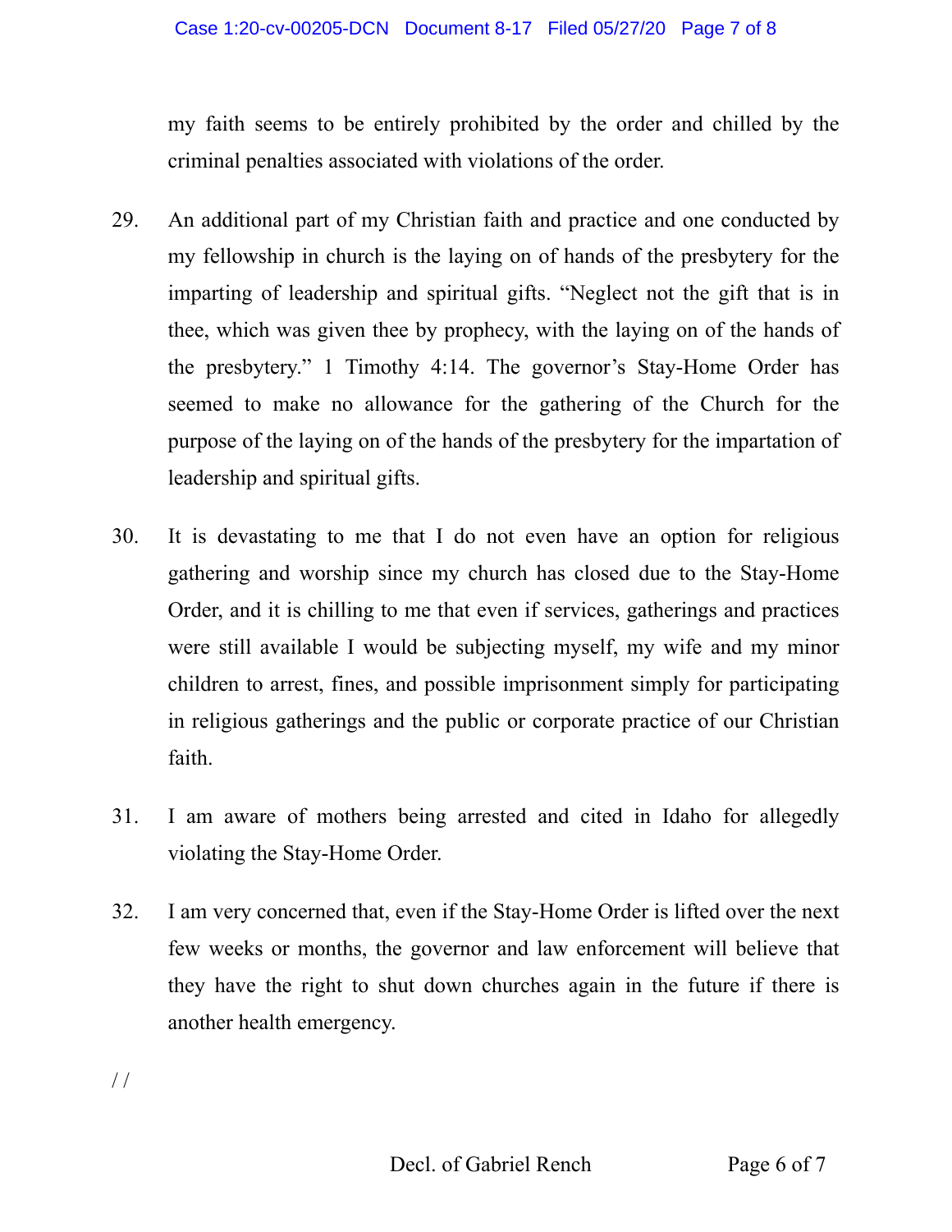my faith seems to be entirely prohibited by the order and chilled by the criminal penalties associated with violations of the order.

29. An additional part of my Christian faith and practice and one conducted by my fellowship in church is the laying on of hands of the presbytery for the imparting of leadership and spiritual gifts. "Neglect not the gift that is in thee, which was given thee by prophecy, with the laying on of the hands of the presbytery." 1 Timothy 4:14. The governor's Stay-Home Order has seemed to make no allowance for the gathering of the Church for the purpose of the laying on of the hands of the presbytery for the impartation of leadership and spiritual gifts.

30. It is devastating to me that I do not even have an option for religious gathering and worship since my church has closed due to the Stay-Home Order, and it is chilling to me that even if services, gatherings and practices were still available I would be subjecting myself, my wife and my minor children to arrest, fines, and possible imprisonment simply for participating in religious gatherings and the public or corporate practice of our Christian faith.

31. I am aware of mothers being arrested and cited in Idaho for allegedly violating the Stay-Home Order.

32. I am very concerned that, even if the Stay-Home Order is lifted over the next few weeks or months, the governor and law enforcement will believe that they have the right to shut down churches again in the future if there is another health emergency.

/ /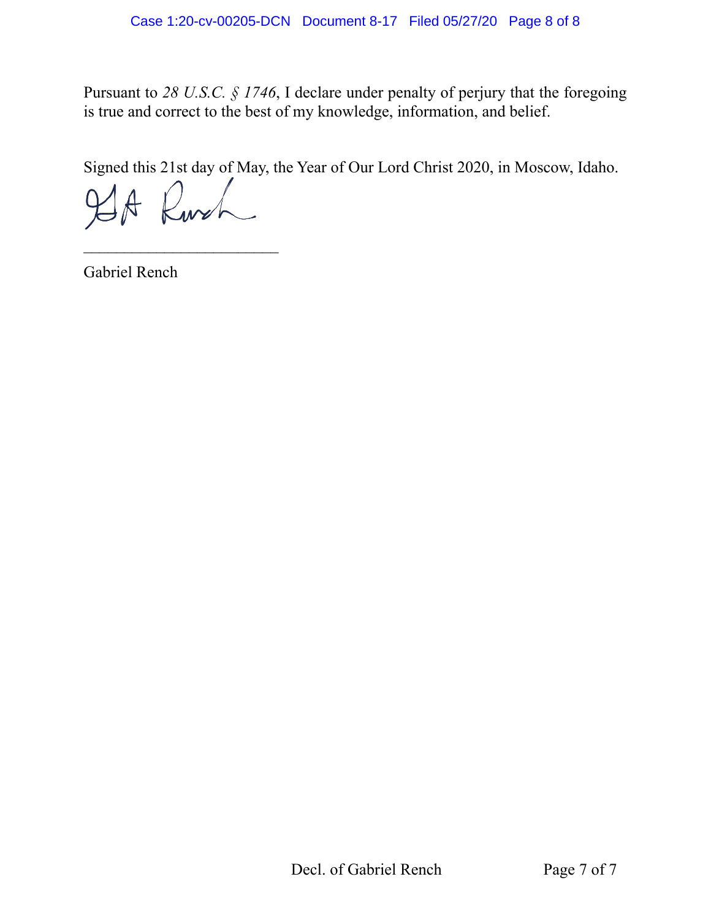Pursuant to *28 U.S.C. § 1746*, I declare under penalty of perjury that the foregoing is true and correct to the best of my knowledge, information, and belief.

Signed this 21st day of May, the Year of Our Lord Christ 2020, in Moscow, Idaho.

________________________

Gabriel Rench